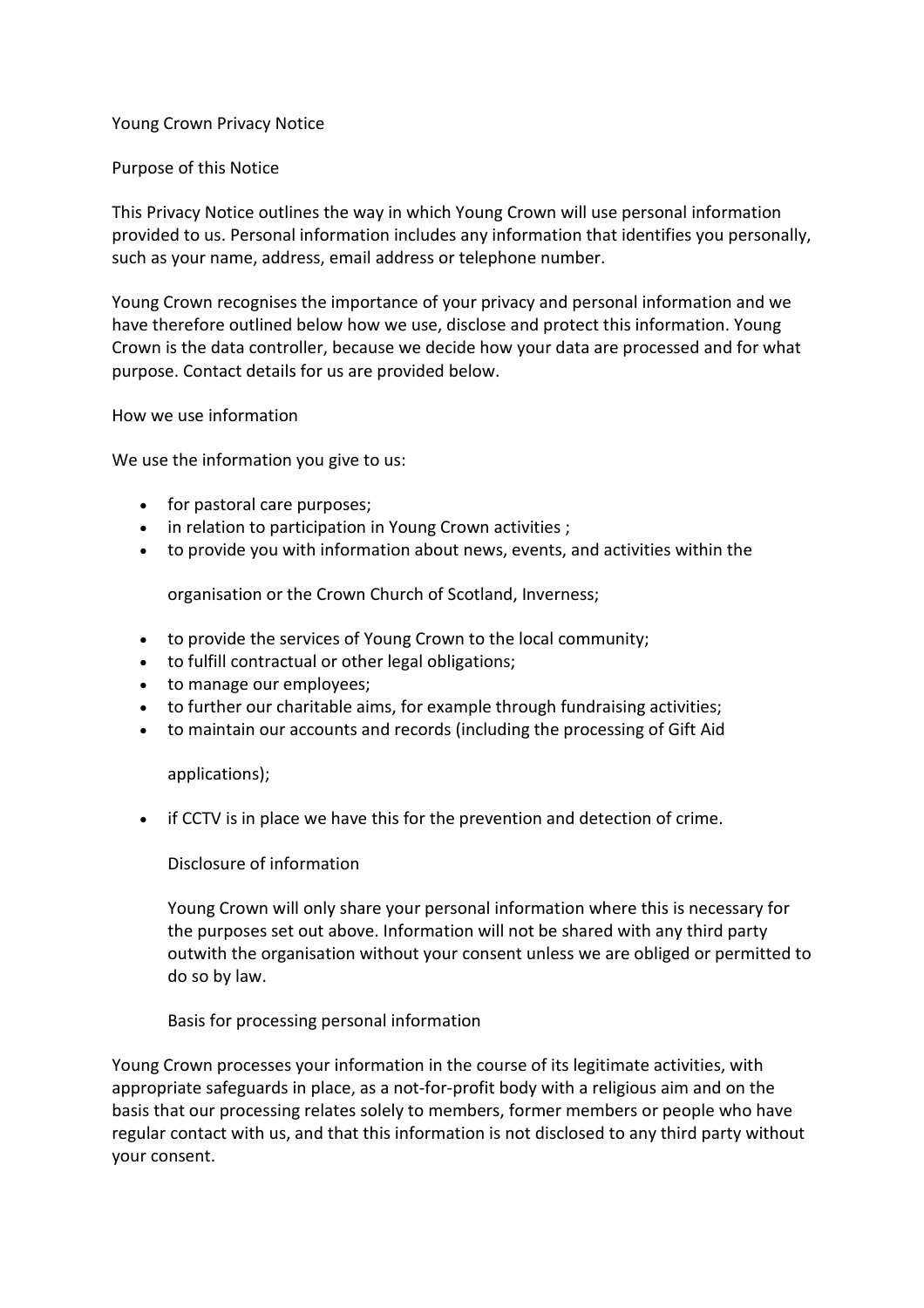# Young Crown Privacy Notice

## Purpose of this Notice

This Privacy Notice outlines the way in which Young Crown will use personal information provided to us. Personal information includes any information that identifies you personally, such as your name, address, email address or telephone number.

Young Crown recognises the importance of your privacy and personal information and we have therefore outlined below how we use, disclose and protect this information. Young Crown is the data controller, because we decide how your data are processed and for what purpose. Contact details for us are provided below.

## How we use information

We use the information you give to us:

- for pastoral care purposes;
- in relation to participation in Young Crown activities ;
- to provide you with information about news, events, and activities within the organisation or the Crown Church of Scotland, Inverness;
- to provide the services of Young Crown to the local community;
- to fulfill contractual or other legal obligations;
- to manage our employees;
- to further our charitable aims, for example through fundraising activities;
- to maintain our accounts and records (including the processing of Gift Aid applications);
- if CCTV is in place we have this for the prevention and detection of crime.

## Disclosure of information

Young Crown will only share your personal information where this is necessary for the purposes set out above. Information will not be shared with any third party outwith the organisation without your consent unless we are obliged or permitted to do so by law.

## Basis for processing personal information

Young Crown processes your information in the course of its legitimate activities, with appropriate safeguards in place, as a not-for-profit body with a religious aim and on the basis that our processing relates solely to members, former members or people who have regular contact with us, and that this information is not disclosed to any third party without your consent.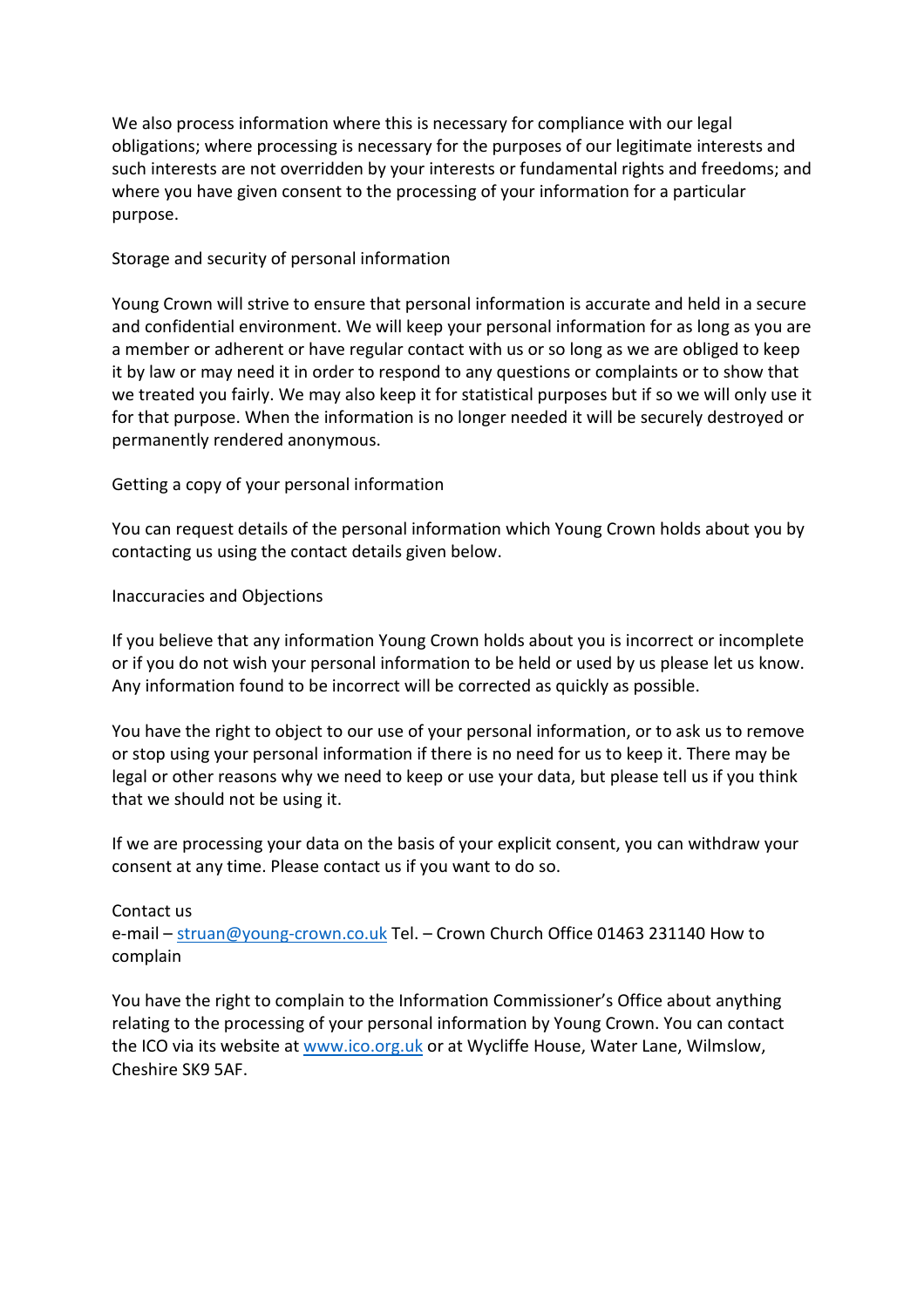We also process information where this is necessary for compliance with our legal obligations; where processing is necessary for the purposes of our legitimate interests and such interests are not overridden by your interests or fundamental rights and freedoms; and where you have given consent to the processing of your information for a particular purpose.

## Storage and security of personal information

Young Crown will strive to ensure that personal information is accurate and held in a secure and confidential environment. We will keep your personal information for as long as you are a member or adherent or have regular contact with us or so long as we are obliged to keep it by law or may need it in order to respond to any questions or complaints or to show that we treated you fairly. We may also keep it for statistical purposes but if so we will only use it for that purpose. When the information is no longer needed it will be securely destroyed or permanently rendered anonymous.

## Getting a copy of your personal information

You can request details of the personal information which Young Crown holds about you by contacting us using the contact details given below.

## Inaccuracies and Objections

If you believe that any information Young Crown holds about you is incorrect or incomplete or if you do not wish your personal information to be held or used by us please let us know. Any information found to be incorrect will be corrected as quickly as possible.

You have the right to object to our use of your personal information, or to ask us to remove or stop using your personal information if there is no need for us to keep it. There may be legal or other reasons why we need to keep or use your data, but please tell us if you think that we should not be using it.

If we are processing your data on the basis of your explicit consent, you can withdraw your consent at any time. Please contact us if you want to do so.

## Contact us

e-mail – struan@young-crown.co.uk Tel. – Crown Church Office 01463 231140 How to complain

You have the right to complain to the Information Commissioner's Office about anything relating to the processing of your personal information by Young Crown. You can contact the ICO via its website at www.ico.org.uk or at Wycliffe House, Water Lane, Wilmslow, Cheshire SK9 5AF.